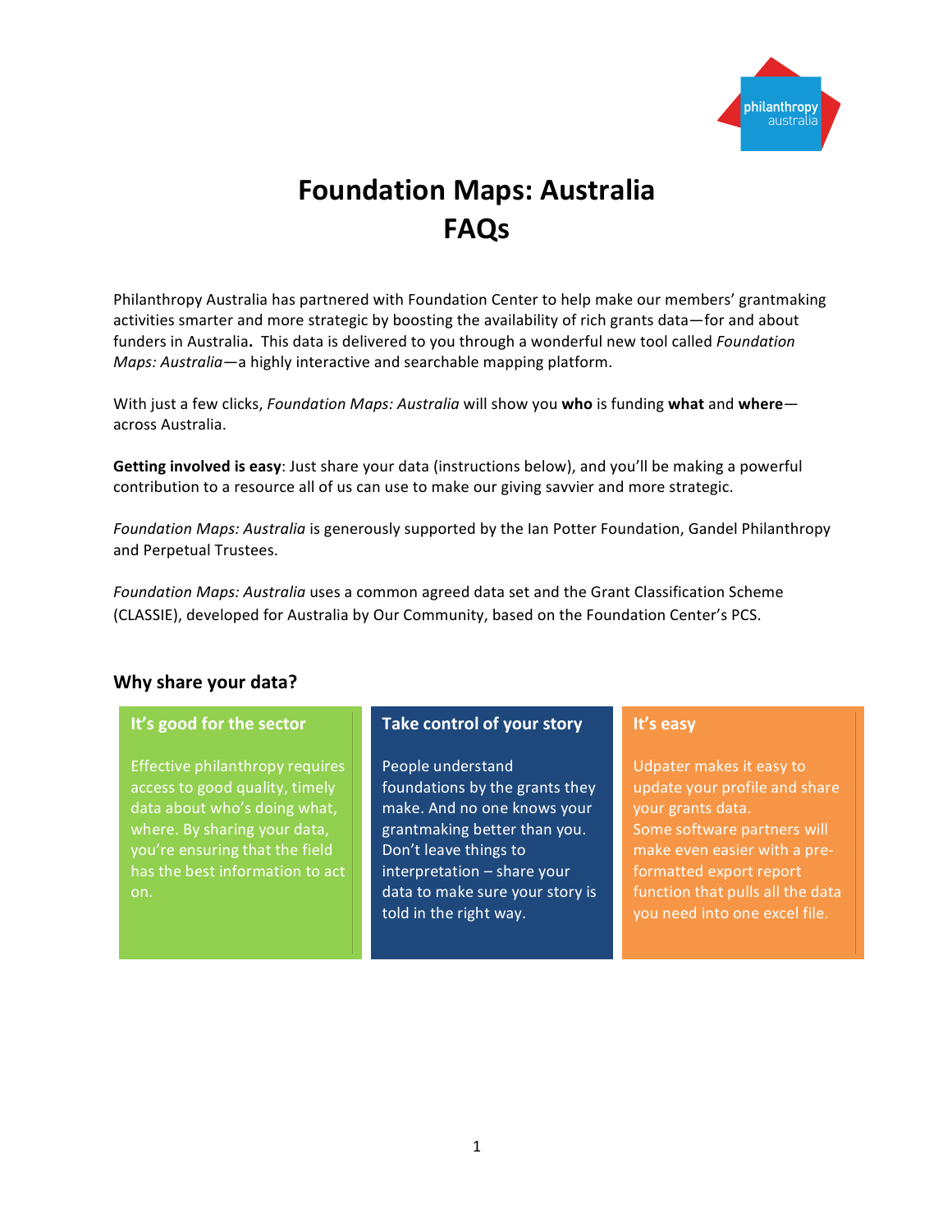# Foundation Maps: Australia FAQs

Philanthropy Australia has partnered with Foundation Center to help make our members' grantmaking activities smarter and more strategic by boosting the availability of rich grants data—for and about funders in Australia**.** This data is delivered to you through a wonderful new tool called *Foundation Maps: Australia*—a highly interactive and searchable mapping platform.

With just a few clicks, *Foundation Maps: Australia* will show you **who** is funding **what** and **where**—across Australia.

**Getting involved is easy**: Just share your data (instructions below), and you'll be making a powerful contribution to a resource all of us can use to make our giving savvier and more strategic.

*Foundation Maps: Australia* is generously supported by the Ian Potter Foundation, Gandel Philanthropy and Perpetual Trustees.

*Foundation Maps: Australia* uses a common agreed data set and the Grant Classification Scheme (CLASSIE), developed for Australia by Our Community, based on the Foundation Center's PCS.

## Why share your data?

### It's good for the sector

Effective philanthropy requires access to good quality, timely data about who's doing what, where. By sharing your data, you're ensuring that the field has the best information to act on.

### Take control of your story

People understand foundations by the grants they make. And no one knows your grantmaking better than you. Don't leave things to interpretation – share your data to make sure your story is told in the right way.

### It's easy

Udpater makes it easy to update your profile and share your grants data. Some software partners will make even easier with a pre-formatted export report function that pulls all the data you need into one excel file.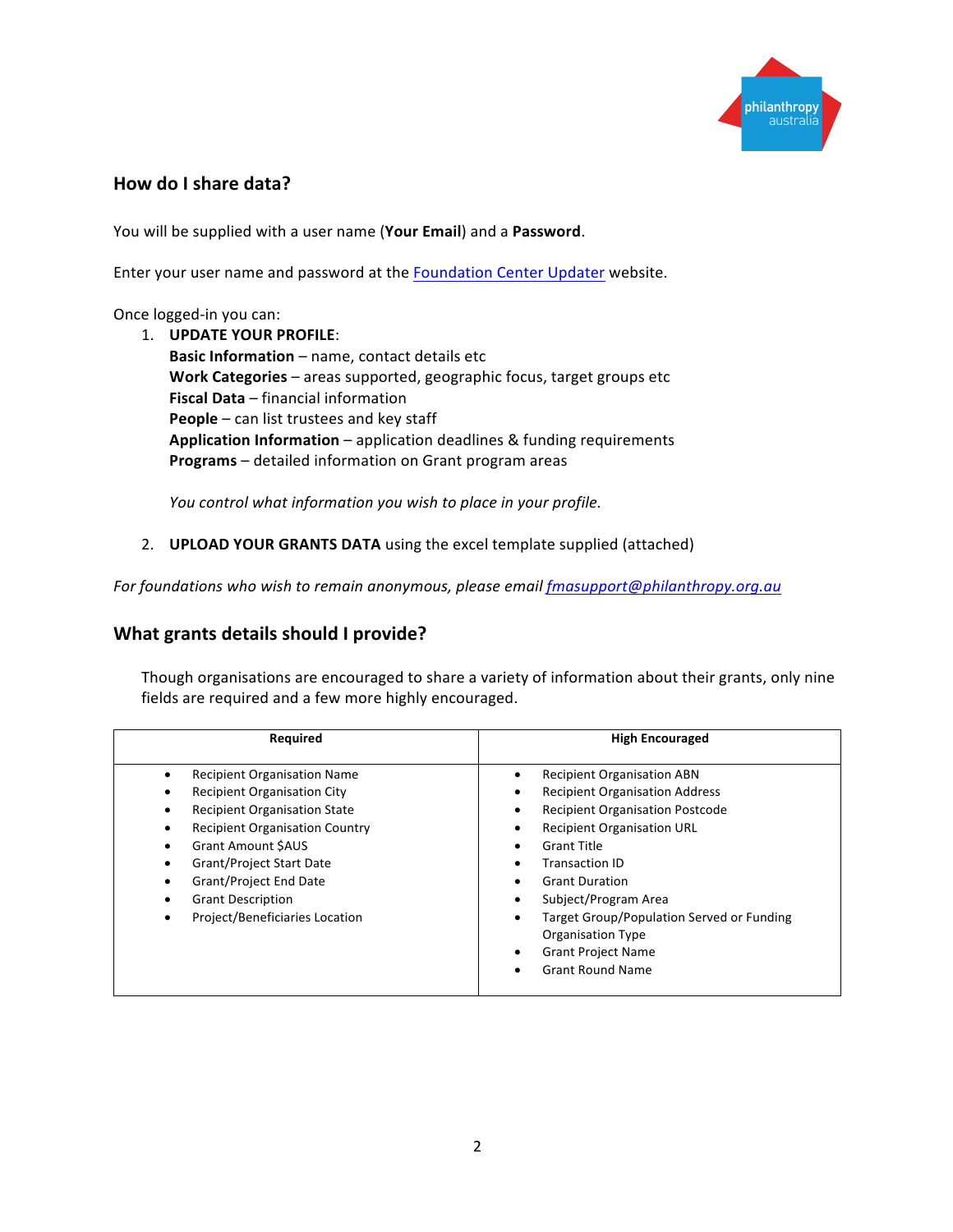## How do I share data?

You will be supplied with a user name (**Your Email**) and a **Password**.

Enter your user name and password at the Foundation Center Updater website.

Once logged-in you can:

1. **UPDATE YOUR PROFILE**:
   **Basic Information** – name, contact details etc
   **Work Categories** – areas supported, geographic focus, target groups etc
   **Fiscal Data** – financial information
   **People** – can list trustees and key staff
   **Application Information** – application deadlines & funding requirements
   **Programs** – detailed information on Grant program areas

   *You control what information you wish to place in your profile.*

2. **UPLOAD YOUR GRANTS DATA** using the excel template supplied (attached)

*For foundations who wish to remain anonymous, please email fmasupport@philanthropy.org.au*

## What grants details should I provide?

Though organisations are encouraged to share a variety of information about their grants, only nine fields are required and a few more highly encouraged.

| Required | High Encouraged |
|---|---|
| • Recipient Organisation Name<br>• Recipient Organisation City<br>• Recipient Organisation State<br>• Recipient Organisation Country<br>• Grant Amount $AUS<br>• Grant/Project Start Date<br>• Grant/Project End Date<br>• Grant Description<br>• Project/Beneficiaries Location | • Recipient Organisation ABN<br>• Recipient Organisation Address<br>• Recipient Organisation Postcode<br>• Recipient Organisation URL<br>• Grant Title<br>• Transaction ID<br>• Grant Duration<br>• Subject/Program Area<br>• Target Group/Population Served or Funding Organisation Type<br>• Grant Project Name<br>• Grant Round Name |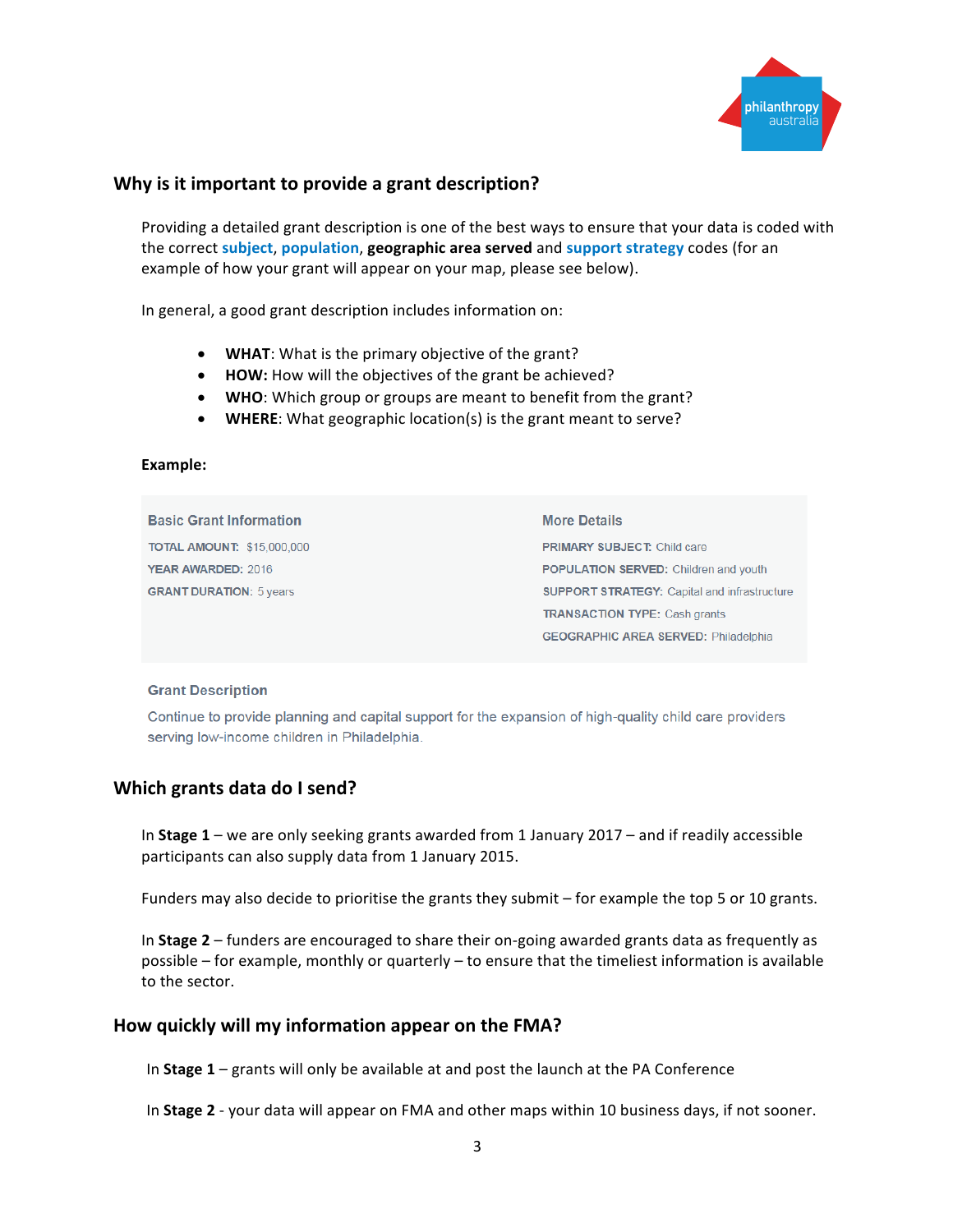## Why is it important to provide a grant description?

Providing a detailed grant description is one of the best ways to ensure that your data is coded with the correct **subject**, **population**, **geographic area served** and **support strategy** codes (for an example of how your grant will appear on your map, please see below).

In general, a good grant description includes information on:

- **WHAT**: What is the primary objective of the grant?
- **HOW:** How will the objectives of the grant be achieved?
- **WHO**: Which group or groups are meant to benefit from the grant?
- **WHERE**: What geographic location(s) is the grant meant to serve?

**Example:**

| Basic Grant Information | More Details |
|---|---|
| TOTAL AMOUNT: $15,000,000 | PRIMARY SUBJECT: Child care |
| YEAR AWARDED: 2016 | POPULATION SERVED: Children and youth |
| GRANT DURATION: 5 years | SUPPORT STRATEGY: Capital and infrastructure |
| | TRANSACTION TYPE: Cash grants |
| | GEOGRAPHIC AREA SERVED: Philadelphia |

**Grant Description**

Continue to provide planning and capital support for the expansion of high-quality child care providers serving low-income children in Philadelphia.

## Which grants data do I send?

In **Stage 1** – we are only seeking grants awarded from 1 January 2017 – and if readily accessible participants can also supply data from 1 January 2015.

Funders may also decide to prioritise the grants they submit – for example the top 5 or 10 grants.

In **Stage 2** – funders are encouraged to share their on-going awarded grants data as frequently as possible – for example, monthly or quarterly – to ensure that the timeliest information is available to the sector.

## How quickly will my information appear on the FMA?

In **Stage 1** – grants will only be available at and post the launch at the PA Conference

In **Stage 2** - your data will appear on FMA and other maps within 10 business days, if not sooner.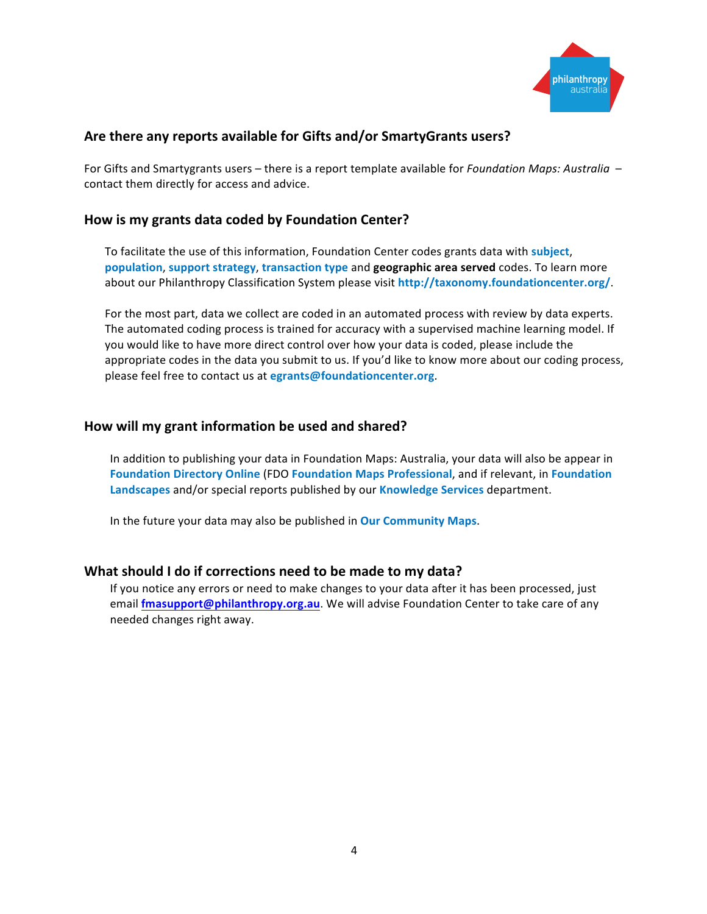## Are there any reports available for Gifts and/or SmartyGrants users?

For Gifts and Smartygrants users – there is a report template available for *Foundation Maps: Australia* – contact them directly for access and advice.

## How is my grants data coded by Foundation Center?

To facilitate the use of this information, Foundation Center codes grants data with **subject**, **population**, **support strategy**, **transaction type** and **geographic area served** codes. To learn more about our Philanthropy Classification System please visit **http://taxonomy.foundationcenter.org/**.

For the most part, data we collect are coded in an automated process with review by data experts. The automated coding process is trained for accuracy with a supervised machine learning model. If you would like to have more direct control over how your data is coded, please include the appropriate codes in the data you submit to us. If you'd like to know more about our coding process, please feel free to contact us at **egrants@foundationcenter.org**.

## How will my grant information be used and shared?

In addition to publishing your data in Foundation Maps: Australia, your data will also be appear in **Foundation Directory Online** (FDO **Foundation Maps Professional**, and if relevant, in **Foundation Landscapes** and/or special reports published by our **Knowledge Services** department.

In the future your data may also be published in **Our Community Maps**.

## What should I do if corrections need to be made to my data?

If you notice any errors or need to make changes to your data after it has been processed, just email **fmasupport@philanthropy.org.au**. We will advise Foundation Center to take care of any needed changes right away.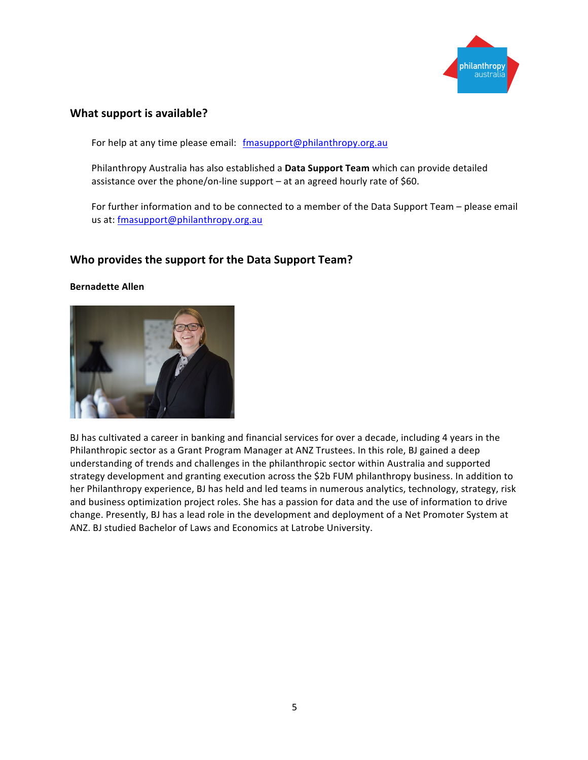## What support is available?

For help at any time please email: fmasupport@philanthropy.org.au

Philanthropy Australia has also established a **Data Support Team** which can provide detailed assistance over the phone/on-line support – at an agreed hourly rate of $60.

For further information and to be connected to a member of the Data Support Team – please email us at: fmasupport@philanthropy.org.au

## Who provides the support for the Data Support Team?

**Bernadette Allen**

BJ has cultivated a career in banking and financial services for over a decade, including 4 years in the Philanthropic sector as a Grant Program Manager at ANZ Trustees. In this role, BJ gained a deep understanding of trends and challenges in the philanthropic sector within Australia and supported strategy development and granting execution across the $2b FUM philanthropy business. In addition to her Philanthropy experience, BJ has held and led teams in numerous analytics, technology, strategy, risk and business optimization project roles. She has a passion for data and the use of information to drive change. Presently, BJ has a lead role in the development and deployment of a Net Promoter System at ANZ. BJ studied Bachelor of Laws and Economics at Latrobe University.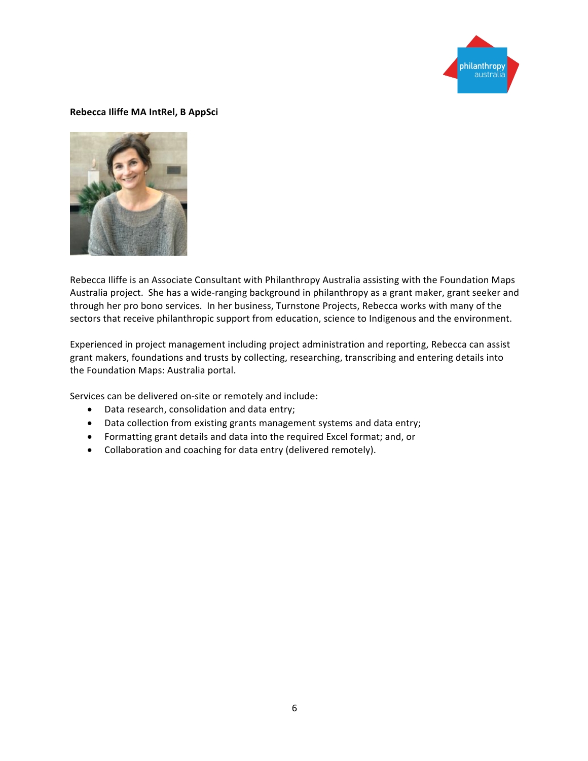**Rebecca Iliffe MA IntRel, B AppSci**

Rebecca Iliffe is an Associate Consultant with Philanthropy Australia assisting with the Foundation Maps Australia project. She has a wide-ranging background in philanthropy as a grant maker, grant seeker and through her pro bono services. In her business, Turnstone Projects, Rebecca works with many of the sectors that receive philanthropic support from education, science to Indigenous and the environment.

Experienced in project management including project administration and reporting, Rebecca can assist grant makers, foundations and trusts by collecting, researching, transcribing and entering details into the Foundation Maps: Australia portal.

Services can be delivered on-site or remotely and include:

- Data research, consolidation and data entry;
- Data collection from existing grants management systems and data entry;
- Formatting grant details and data into the required Excel format; and, or
- Collaboration and coaching for data entry (delivered remotely).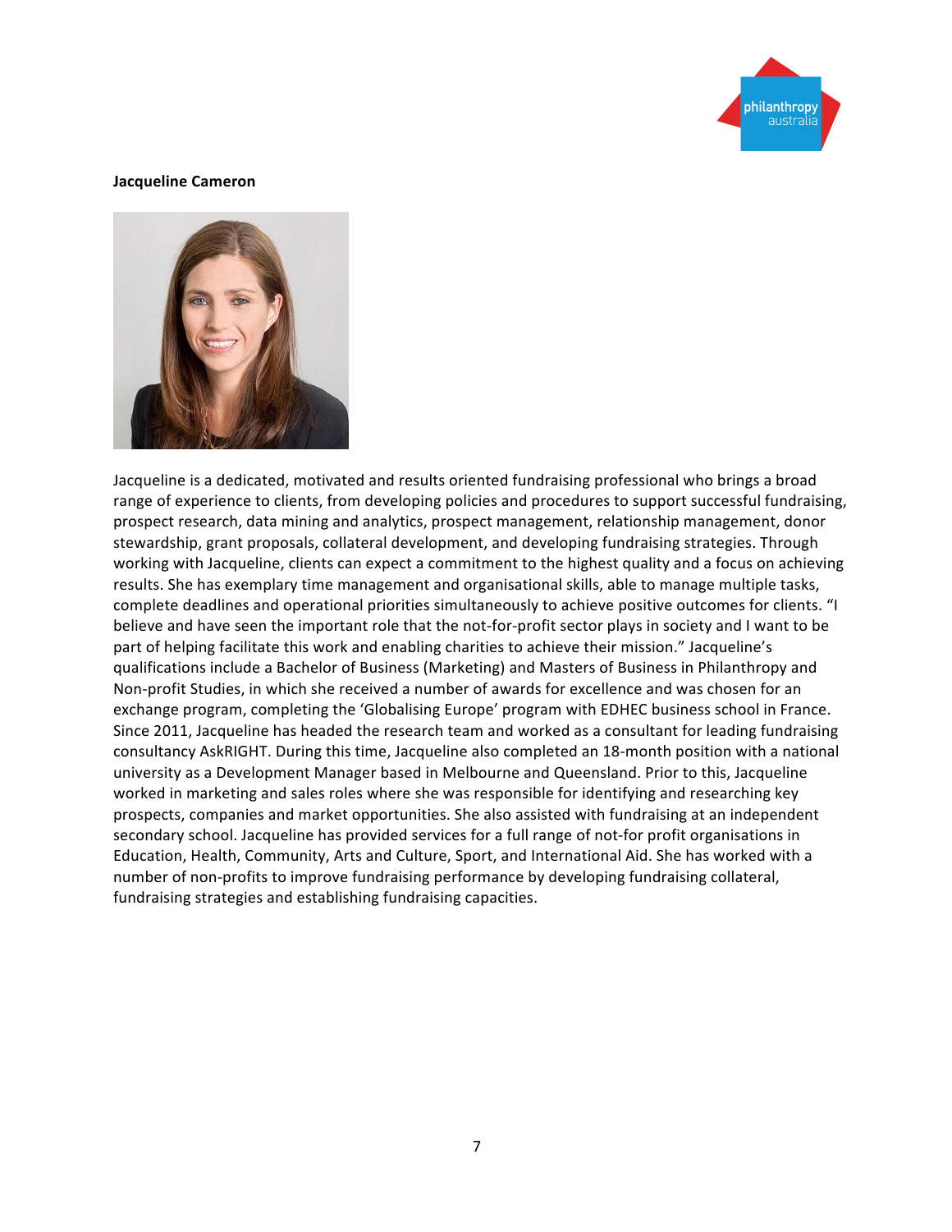**Jacqueline Cameron**

Jacqueline is a dedicated, motivated and results oriented fundraising professional who brings a broad range of experience to clients, from developing policies and procedures to support successful fundraising, prospect research, data mining and analytics, prospect management, relationship management, donor stewardship, grant proposals, collateral development, and developing fundraising strategies. Through working with Jacqueline, clients can expect a commitment to the highest quality and a focus on achieving results. She has exemplary time management and organisational skills, able to manage multiple tasks, complete deadlines and operational priorities simultaneously to achieve positive outcomes for clients. "I believe and have seen the important role that the not-for-profit sector plays in society and I want to be part of helping facilitate this work and enabling charities to achieve their mission." Jacqueline's qualifications include a Bachelor of Business (Marketing) and Masters of Business in Philanthropy and Non-profit Studies, in which she received a number of awards for excellence and was chosen for an exchange program, completing the 'Globalising Europe' program with EDHEC business school in France. Since 2011, Jacqueline has headed the research team and worked as a consultant for leading fundraising consultancy AskRIGHT. During this time, Jacqueline also completed an 18-month position with a national university as a Development Manager based in Melbourne and Queensland. Prior to this, Jacqueline worked in marketing and sales roles where she was responsible for identifying and researching key prospects, companies and market opportunities. She also assisted with fundraising at an independent secondary school. Jacqueline has provided services for a full range of not-for profit organisations in Education, Health, Community, Arts and Culture, Sport, and International Aid. She has worked with a number of non-profits to improve fundraising performance by developing fundraising collateral, fundraising strategies and establishing fundraising capacities.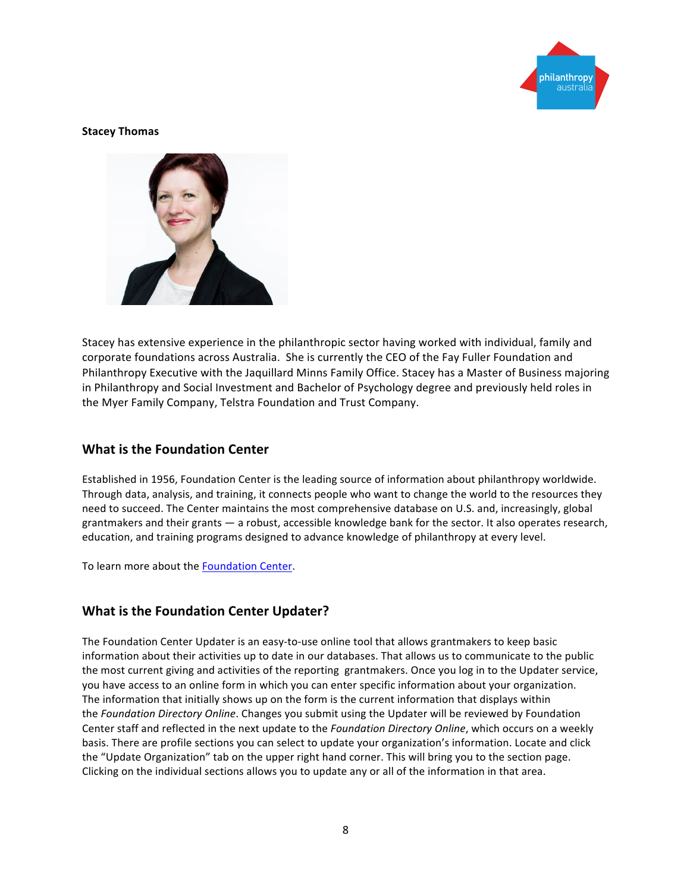**Stacey Thomas**

Stacey has extensive experience in the philanthropic sector having worked with individual, family and corporate foundations across Australia. She is currently the CEO of the Fay Fuller Foundation and Philanthropy Executive with the Jaquillard Minns Family Office. Stacey has a Master of Business majoring in Philanthropy and Social Investment and Bachelor of Psychology degree and previously held roles in the Myer Family Company, Telstra Foundation and Trust Company.

## What is the Foundation Center

Established in 1956, Foundation Center is the leading source of information about philanthropy worldwide. Through data, analysis, and training, it connects people who want to change the world to the resources they need to succeed. The Center maintains the most comprehensive database on U.S. and, increasingly, global grantmakers and their grants — a robust, accessible knowledge bank for the sector. It also operates research, education, and training programs designed to advance knowledge of philanthropy at every level.

To learn more about the Foundation Center.

## What is the Foundation Center Updater?

The Foundation Center Updater is an easy-to-use online tool that allows grantmakers to keep basic information about their activities up to date in our databases. That allows us to communicate to the public the most current giving and activities of the reporting grantmakers. Once you log in to the Updater service, you have access to an online form in which you can enter specific information about your organization. The information that initially shows up on the form is the current information that displays within the *Foundation Directory Online*. Changes you submit using the Updater will be reviewed by Foundation Center staff and reflected in the next update to the *Foundation Directory Online*, which occurs on a weekly basis. There are profile sections you can select to update your organization's information. Locate and click the "Update Organization" tab on the upper right hand corner. This will bring you to the section page. Clicking on the individual sections allows you to update any or all of the information in that area.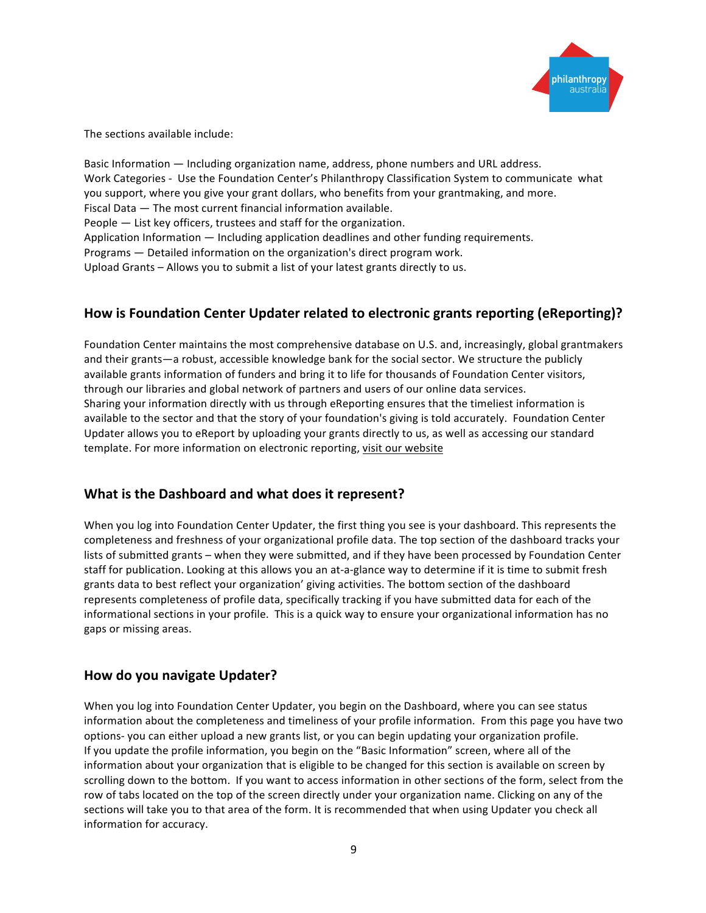The sections available include:

Basic Information — Including organization name, address, phone numbers and URL address.
Work Categories - Use the Foundation Center's Philanthropy Classification System to communicate what you support, where you give your grant dollars, who benefits from your grantmaking, and more.
Fiscal Data — The most current financial information available.
People — List key officers, trustees and staff for the organization.
Application Information — Including application deadlines and other funding requirements.
Programs — Detailed information on the organization's direct program work.
Upload Grants – Allows you to submit a list of your latest grants directly to us.

## How is Foundation Center Updater related to electronic grants reporting (eReporting)?

Foundation Center maintains the most comprehensive database on U.S. and, increasingly, global grantmakers and their grants—a robust, accessible knowledge bank for the social sector. We structure the publicly available grants information of funders and bring it to life for thousands of Foundation Center visitors, through our libraries and global network of partners and users of our online data services.
Sharing your information directly with us through eReporting ensures that the timeliest information is available to the sector and that the story of your foundation's giving is told accurately. Foundation Center Updater allows you to eReport by uploading your grants directly to us, as well as accessing our standard template. For more information on electronic reporting, visit our website

## What is the Dashboard and what does it represent?

When you log into Foundation Center Updater, the first thing you see is your dashboard. This represents the completeness and freshness of your organizational profile data. The top section of the dashboard tracks your lists of submitted grants – when they were submitted, and if they have been processed by Foundation Center staff for publication. Looking at this allows you an at-a-glance way to determine if it is time to submit fresh grants data to best reflect your organization' giving activities. The bottom section of the dashboard represents completeness of profile data, specifically tracking if you have submitted data for each of the informational sections in your profile. This is a quick way to ensure your organizational information has no gaps or missing areas.

## How do you navigate Updater?

When you log into Foundation Center Updater, you begin on the Dashboard, where you can see status information about the completeness and timeliness of your profile information. From this page you have two options- you can either upload a new grants list, or you can begin updating your organization profile.
If you update the profile information, you begin on the "Basic Information" screen, where all of the information about your organization that is eligible to be changed for this section is available on screen by scrolling down to the bottom. If you want to access information in other sections of the form, select from the row of tabs located on the top of the screen directly under your organization name. Clicking on any of the sections will take you to that area of the form. It is recommended that when using Updater you check all information for accuracy.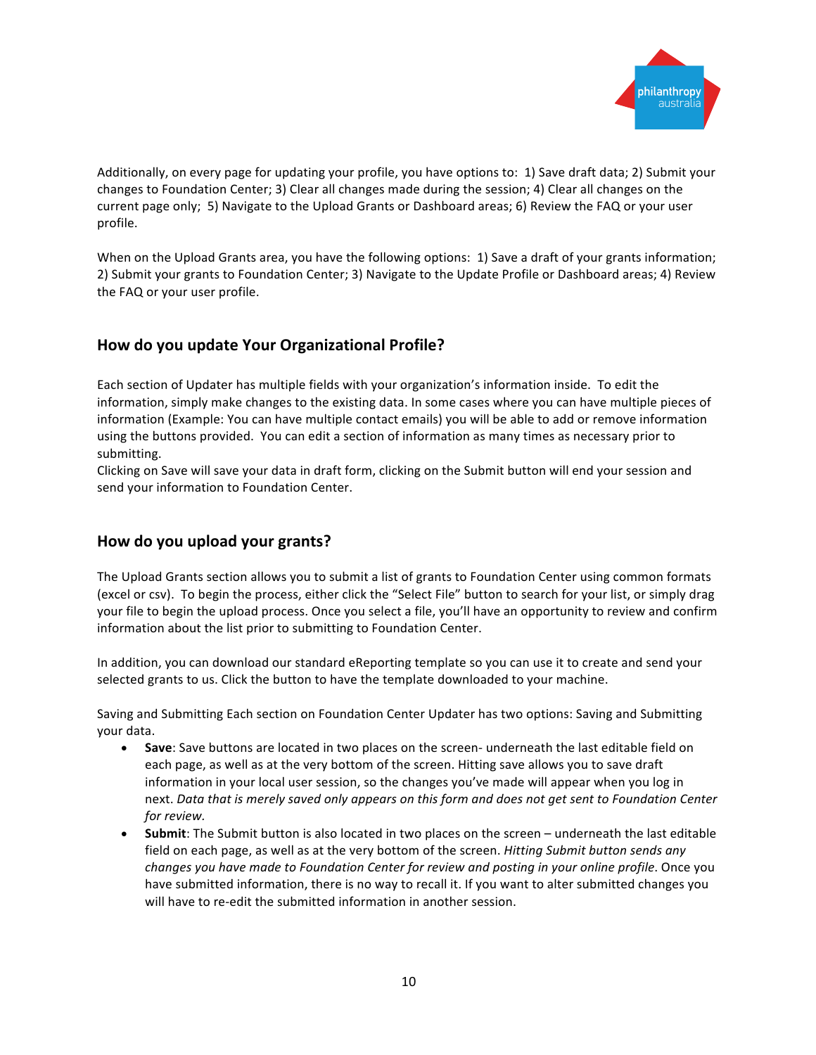Additionally, on every page for updating your profile, you have options to: 1) Save draft data; 2) Submit your changes to Foundation Center; 3) Clear all changes made during the session; 4) Clear all changes on the current page only; 5) Navigate to the Upload Grants or Dashboard areas; 6) Review the FAQ or your user profile.

When on the Upload Grants area, you have the following options: 1) Save a draft of your grants information; 2) Submit your grants to Foundation Center; 3) Navigate to the Update Profile or Dashboard areas; 4) Review the FAQ or your user profile.

## How do you update Your Organizational Profile?

Each section of Updater has multiple fields with your organization's information inside. To edit the information, simply make changes to the existing data. In some cases where you can have multiple pieces of information (Example: You can have multiple contact emails) you will be able to add or remove information using the buttons provided. You can edit a section of information as many times as necessary prior to submitting.
Clicking on Save will save your data in draft form, clicking on the Submit button will end your session and send your information to Foundation Center.

## How do you upload your grants?

The Upload Grants section allows you to submit a list of grants to Foundation Center using common formats (excel or csv). To begin the process, either click the "Select File" button to search for your list, or simply drag your file to begin the upload process. Once you select a file, you'll have an opportunity to review and confirm information about the list prior to submitting to Foundation Center.

In addition, you can download our standard eReporting template so you can use it to create and send your selected grants to us. Click the button to have the template downloaded to your machine.

Saving and Submitting Each section on Foundation Center Updater has two options: Saving and Submitting your data.

- **Save**: Save buttons are located in two places on the screen- underneath the last editable field on each page, as well as at the very bottom of the screen. Hitting save allows you to save draft information in your local user session, so the changes you've made will appear when you log in next. *Data that is merely saved only appears on this form and does not get sent to Foundation Center for review.*
- **Submit**: The Submit button is also located in two places on the screen – underneath the last editable field on each page, as well as at the very bottom of the screen. *Hitting Submit button sends any changes you have made to Foundation Center for review and posting in your online profile*. Once you have submitted information, there is no way to recall it. If you want to alter submitted changes you will have to re-edit the submitted information in another session.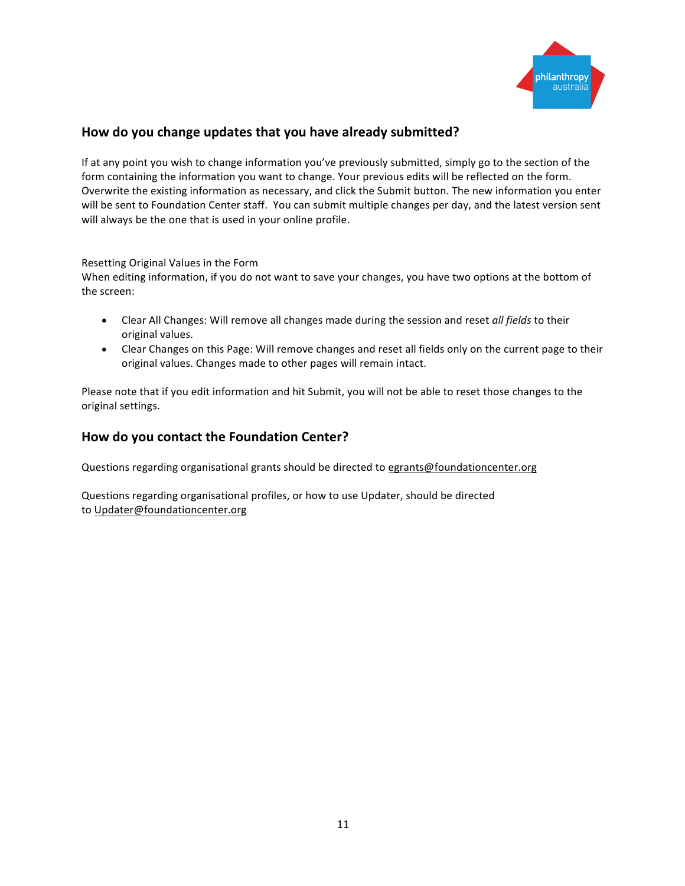## How do you change updates that you have already submitted?

If at any point you wish to change information you've previously submitted, simply go to the section of the form containing the information you want to change. Your previous edits will be reflected on the form. Overwrite the existing information as necessary, and click the Submit button. The new information you enter will be sent to Foundation Center staff. You can submit multiple changes per day, and the latest version sent will always be the one that is used in your online profile.

Resetting Original Values in the Form

When editing information, if you do not want to save your changes, you have two options at the bottom of the screen:

- Clear All Changes: Will remove all changes made during the session and reset *all fields* to their original values.
- Clear Changes on this Page: Will remove changes and reset all fields only on the current page to their original values. Changes made to other pages will remain intact.

Please note that if you edit information and hit Submit, you will not be able to reset those changes to the original settings.

## How do you contact the Foundation Center?

Questions regarding organisational grants should be directed to egrants@foundationcenter.org

Questions regarding organisational profiles, or how to use Updater, should be directed to Updater@foundationcenter.org